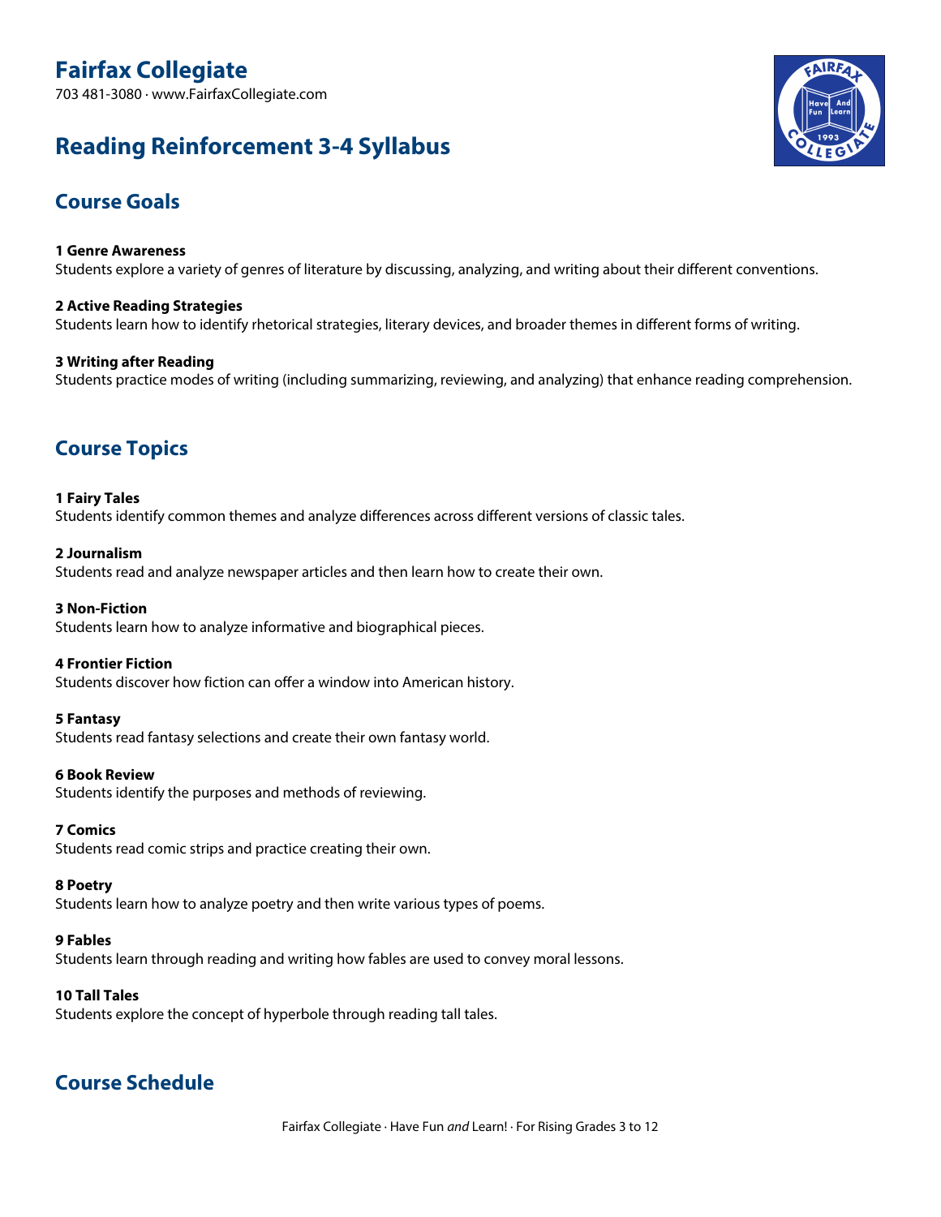# Fairfax Collegiate

703 481-3080 · www.FairfaxCollegiate.com

# Reading Reinforcement 3-4 Syllabus

## Course Goals

**1 Genre Awareness**
Students explore a variety of genres of literature by discussing, analyzing, and writing about their different conventions.

**2 Active Reading Strategies**
Students learn how to identify rhetorical strategies, literary devices, and broader themes in different forms of writing.

**3 Writing after Reading**
Students practice modes of writing (including summarizing, reviewing, and analyzing) that enhance reading comprehension.

## Course Topics

**1 Fairy Tales**
Students identify common themes and analyze differences across different versions of classic tales.

**2 Journalism**
Students read and analyze newspaper articles and then learn how to create their own.

**3 Non-Fiction**
Students learn how to analyze informative and biographical pieces.

**4 Frontier Fiction**
Students discover how fiction can offer a window into American history.

**5 Fantasy**
Students read fantasy selections and create their own fantasy world.

**6 Book Review**
Students identify the purposes and methods of reviewing.

**7 Comics**
Students read comic strips and practice creating their own.

**8 Poetry**
Students learn how to analyze poetry and then write various types of poems.

**9 Fables**
Students learn through reading and writing how fables are used to convey moral lessons.

**10 Tall Tales**
Students explore the concept of hyperbole through reading tall tales.

## Course Schedule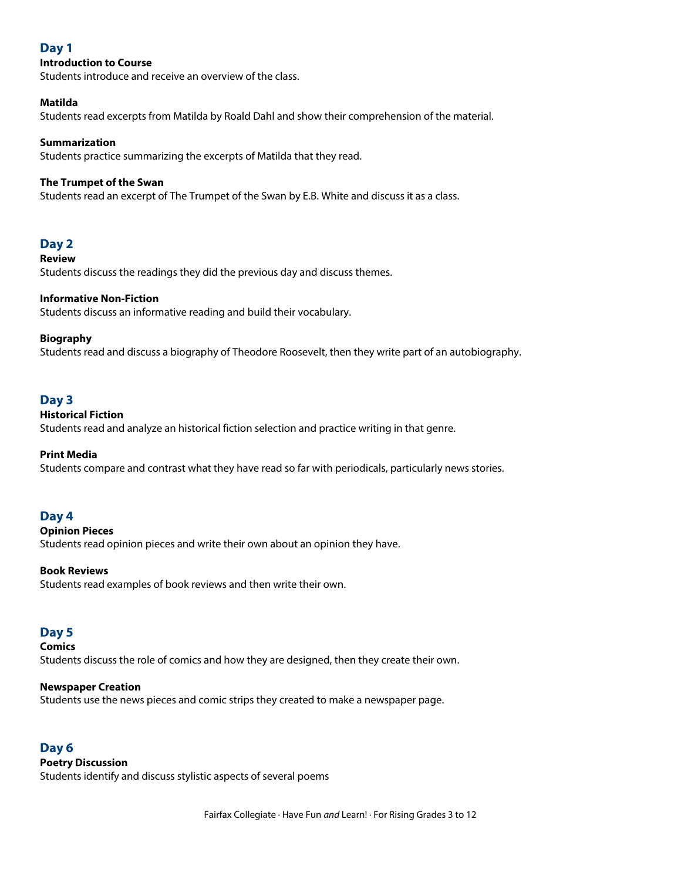## Day 1

**Introduction to Course**
Students introduce and receive an overview of the class.

**Matilda**
Students read excerpts from Matilda by Roald Dahl and show their comprehension of the material.

**Summarization**
Students practice summarizing the excerpts of Matilda that they read.

**The Trumpet of the Swan**
Students read an excerpt of The Trumpet of the Swan by E.B. White and discuss it as a class.

## Day 2

**Review**
Students discuss the readings they did the previous day and discuss themes.

**Informative Non-Fiction**
Students discuss an informative reading and build their vocabulary.

**Biography**
Students read and discuss a biography of Theodore Roosevelt, then they write part of an autobiography.

## Day 3

**Historical Fiction**
Students read and analyze an historical fiction selection and practice writing in that genre.

**Print Media**
Students compare and contrast what they have read so far with periodicals, particularly news stories.

## Day 4

**Opinion Pieces**
Students read opinion pieces and write their own about an opinion they have.

**Book Reviews**
Students read examples of book reviews and then write their own.

## Day 5

**Comics**
Students discuss the role of comics and how they are designed, then they create their own.

**Newspaper Creation**
Students use the news pieces and comic strips they created to make a newspaper page.

## Day 6

**Poetry Discussion**
Students identify and discuss stylistic aspects of several poems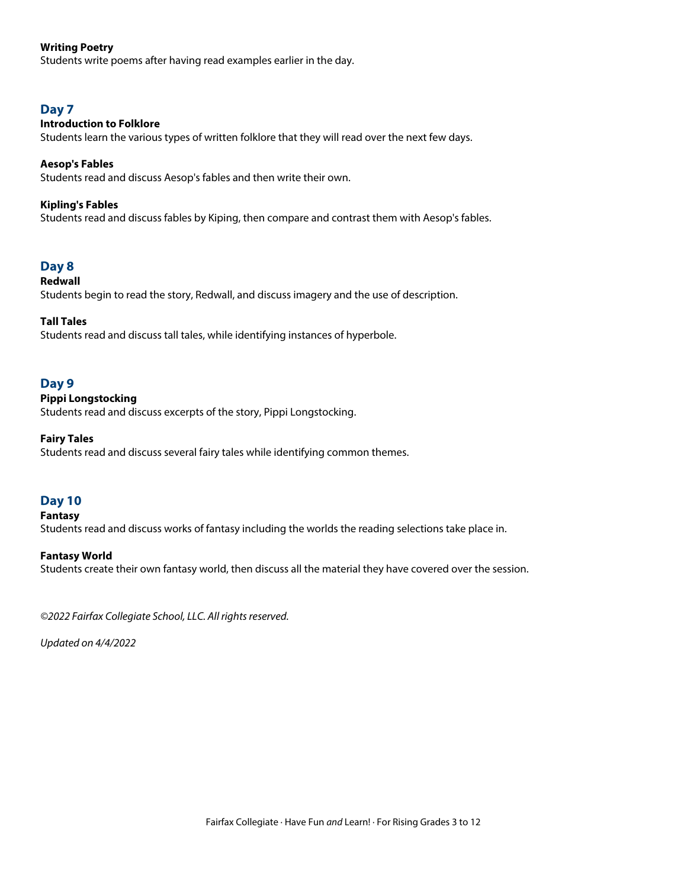**Writing Poetry**
Students write poems after having read examples earlier in the day.

## Day 7

**Introduction to Folklore**
Students learn the various types of written folklore that they will read over the next few days.

**Aesop's Fables**
Students read and discuss Aesop's fables and then write their own.

**Kipling's Fables**
Students read and discuss fables by Kiping, then compare and contrast them with Aesop's fables.

## Day 8

**Redwall**
Students begin to read the story, Redwall, and discuss imagery and the use of description.

**Tall Tales**
Students read and discuss tall tales, while identifying instances of hyperbole.

## Day 9

**Pippi Longstocking**
Students read and discuss excerpts of the story, Pippi Longstocking.

**Fairy Tales**
Students read and discuss several fairy tales while identifying common themes.

## Day 10

**Fantasy**
Students read and discuss works of fantasy including the worlds the reading selections take place in.

**Fantasy World**
Students create their own fantasy world, then discuss all the material they have covered over the session.

*©2022 Fairfax Collegiate School, LLC. All rights reserved.*

*Updated on 4/4/2022*